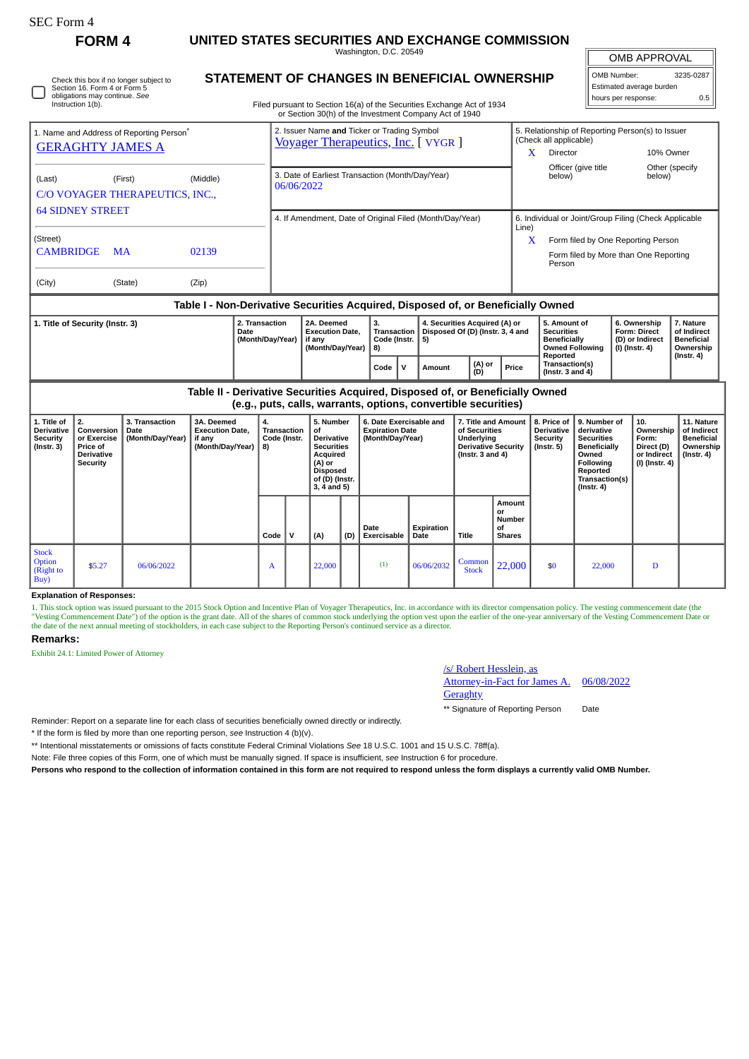SEC Form 4

# FORM 4

## UNITED STATES SECURITIES AND EXCHANGE COMMISSION

Washington, D.C. 20549

## STATEMENT OF CHANGES IN BENEFICIAL OWNERSHIP

Filed pursuant to Section 16(a) of the Securities Exchange Act of 1934 or Section 30(h) of the Investment Company Act of 1940

| OMB APPROVAL | |
|---|---|
| OMB Number: | 3235-0287 |
| Estimated average burden | |
| hours per response: | 0.5 |

☐ Check this box if no longer subject to Section 16. Form 4 or Form 5 obligations may continue. *See* Instruction 1(b).

1. Name and Address of Reporting Person*

GERAGHTY JAMES A

(Last) (First) (Middle)

C/O VOYAGER THERAPEUTICS, INC.,
64 SIDNEY STREET

(Street)

CAMBRIDGE MA 02139

(City) (State) (Zip)

2. Issuer Name **and** Ticker or Trading Symbol

Voyager Therapeutics, Inc. [ VYGR ]

3. Date of Earliest Transaction (Month/Day/Year)

06/06/2022

4. If Amendment, Date of Original Filed (Month/Day/Year)

5. Relationship of Reporting Person(s) to Issuer (Check all applicable)

X Director
10% Owner
Officer (give title below)
Other (specify below)

6. Individual or Joint/Group Filing (Check Applicable Line)

X Form filed by One Reporting Person
Form filed by More than One Reporting Person

### Table I - Non-Derivative Securities Acquired, Disposed of, or Beneficially Owned

| 1. Title of Security (Instr. 3) | 2. Transaction Date (Month/Day/Year) | 2A. Deemed Execution Date, if any (Month/Day/Year) | 3. Transaction Code (Instr. 8) | | 4. Securities Acquired (A) or Disposed Of (D) (Instr. 3, 4 and 5) | | | 5. Amount of Securities Beneficially Owned Following Reported Transaction(s) (Instr. 3 and 4) | 6. Ownership Form: Direct (D) or Indirect (I) (Instr. 4) | 7. Nature of Indirect Beneficial Ownership (Instr. 4) |
|---|---|---|---|---|---|---|---|---|---|---|
| | | | Code | V | Amount | (A) or (D) | Price | | | |

### Table II - Derivative Securities Acquired, Disposed of, or Beneficially Owned (e.g., puts, calls, warrants, options, convertible securities)

| 1. Title of Derivative Security (Instr. 3) | 2. Conversion or Exercise Price of Derivative Security | 3. Transaction Date (Month/Day/Year) | 3A. Deemed Execution Date, if any (Month/Day/Year) | 4. Transaction Code (Instr. 8) | | 5. Number of Derivative Securities Acquired (A) or Disposed of (D) (Instr. 3, 4 and 5) | | 6. Date Exercisable and Expiration Date (Month/Day/Year) | | 7. Title and Amount of Securities Underlying Derivative Security (Instr. 3 and 4) | | 8. Price of Derivative Security (Instr. 5) | 9. Number of derivative Securities Beneficially Owned Following Reported Transaction(s) (Instr. 4) | 10. Ownership Form: Direct (D) or Indirect (I) (Instr. 4) | 11. Nature of Indirect Beneficial Ownership (Instr. 4) |
|---|---|---|---|---|---|---|---|---|---|---|---|---|---|---|---|
| | | | | Code | V | (A) | (D) | Date Exercisable | Expiration Date | Title | Amount or Number of Shares | | | | |
| Stock Option (Right to Buy) | $5.27 | 06/06/2022 | | A | | 22,000 | | (1) | 06/06/2032 | Common Stock | 22,000 | $0 | 22,000 | D | |

**Explanation of Responses:**

1. This stock option was issued pursuant to the 2015 Stock Option and Incentive Plan of Voyager Therapeutics, Inc. in accordance with its director compensation policy. The vesting commencement date (the "Vesting Commencement Date") of the option is the grant date. All of the shares of common stock underlying the option vest upon the earlier of the one-year anniversary of the Vesting Commencement Date or the date of the next annual meeting of stockholders, in each case subject to the Reporting Person's continued service as a director.

**Remarks:**

Exhibit 24.1: Limited Power of Attorney

/s/ Robert Hesslein, as Attorney-in-Fact for James A. Geraghty — 06/08/2022

** Signature of Reporting Person — Date

Reminder: Report on a separate line for each class of securities beneficially owned directly or indirectly.

* If the form is filed by more than one reporting person, *see* Instruction 4 (b)(v).

** Intentional misstatements or omissions of facts constitute Federal Criminal Violations *See* 18 U.S.C. 1001 and 15 U.S.C. 78ff(a).

Note: File three copies of this Form, one of which must be manually signed. If space is insufficient, *see* Instruction 6 for procedure.

**Persons who respond to the collection of information contained in this form are not required to respond unless the form displays a currently valid OMB Number.**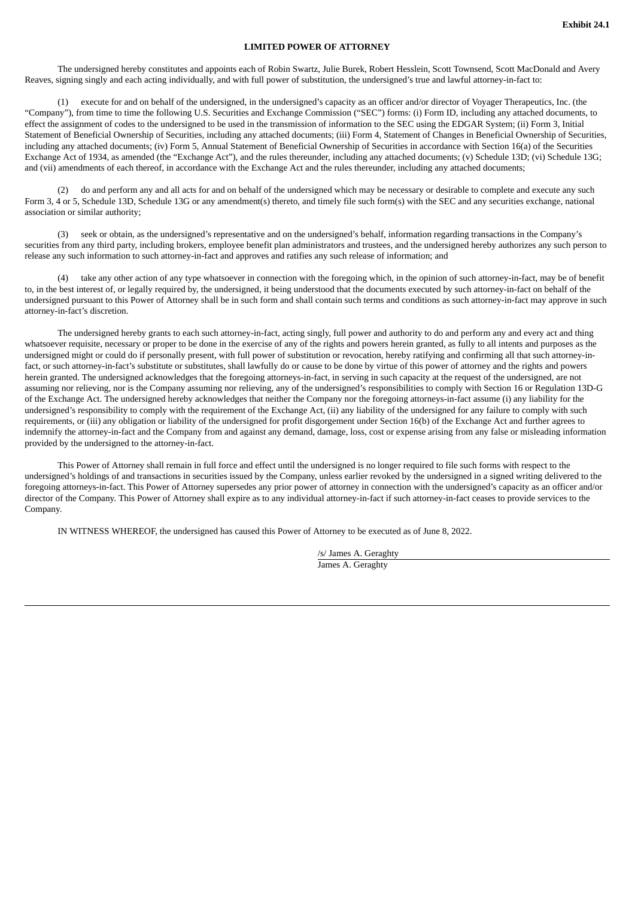**Exhibit 24.1**

**LIMITED POWER OF ATTORNEY**

The undersigned hereby constitutes and appoints each of Robin Swartz, Julie Burek, Robert Hesslein, Scott Townsend, Scott MacDonald and Avery Reaves, signing singly and each acting individually, and with full power of substitution, the undersigned's true and lawful attorney-in-fact to:

(1) execute for and on behalf of the undersigned, in the undersigned's capacity as an officer and/or director of Voyager Therapeutics, Inc. (the "Company"), from time to time the following U.S. Securities and Exchange Commission ("SEC") forms: (i) Form ID, including any attached documents, to effect the assignment of codes to the undersigned to be used in the transmission of information to the SEC using the EDGAR System; (ii) Form 3, Initial Statement of Beneficial Ownership of Securities, including any attached documents; (iii) Form 4, Statement of Changes in Beneficial Ownership of Securities, including any attached documents; (iv) Form 5, Annual Statement of Beneficial Ownership of Securities in accordance with Section 16(a) of the Securities Exchange Act of 1934, as amended (the "Exchange Act"), and the rules thereunder, including any attached documents; (v) Schedule 13D; (vi) Schedule 13G; and (vii) amendments of each thereof, in accordance with the Exchange Act and the rules thereunder, including any attached documents;

(2) do and perform any and all acts for and on behalf of the undersigned which may be necessary or desirable to complete and execute any such Form 3, 4 or 5, Schedule 13D, Schedule 13G or any amendment(s) thereto, and timely file such form(s) with the SEC and any securities exchange, national association or similar authority;

(3) seek or obtain, as the undersigned's representative and on the undersigned's behalf, information regarding transactions in the Company's securities from any third party, including brokers, employee benefit plan administrators and trustees, and the undersigned hereby authorizes any such person to release any such information to such attorney-in-fact and approves and ratifies any such release of information; and

(4) take any other action of any type whatsoever in connection with the foregoing which, in the opinion of such attorney-in-fact, may be of benefit to, in the best interest of, or legally required by, the undersigned, it being understood that the documents executed by such attorney-in-fact on behalf of the undersigned pursuant to this Power of Attorney shall be in such form and shall contain such terms and conditions as such attorney-in-fact may approve in such attorney-in-fact's discretion.

The undersigned hereby grants to each such attorney-in-fact, acting singly, full power and authority to do and perform any and every act and thing whatsoever requisite, necessary or proper to be done in the exercise of any of the rights and powers herein granted, as fully to all intents and purposes as the undersigned might or could do if personally present, with full power of substitution or revocation, hereby ratifying and confirming all that such attorney-in-fact, or such attorney-in-fact's substitute or substitutes, shall lawfully do or cause to be done by virtue of this power of attorney and the rights and powers herein granted. The undersigned acknowledges that the foregoing attorneys-in-fact, in serving in such capacity at the request of the undersigned, are not assuming nor relieving, nor is the Company assuming nor relieving, any of the undersigned's responsibilities to comply with Section 16 or Regulation 13D-G of the Exchange Act. The undersigned hereby acknowledges that neither the Company nor the foregoing attorneys-in-fact assume (i) any liability for the undersigned's responsibility to comply with the requirement of the Exchange Act, (ii) any liability of the undersigned for any failure to comply with such requirements, or (iii) any obligation or liability of the undersigned for profit disgorgement under Section 16(b) of the Exchange Act and further agrees to indemnify the attorney-in-fact and the Company from and against any demand, damage, loss, cost or expense arising from any false or misleading information provided by the undersigned to the attorney-in-fact.

This Power of Attorney shall remain in full force and effect until the undersigned is no longer required to file such forms with respect to the undersigned's holdings of and transactions in securities issued by the Company, unless earlier revoked by the undersigned in a signed writing delivered to the foregoing attorneys-in-fact. This Power of Attorney supersedes any prior power of attorney in connection with the undersigned's capacity as an officer and/or director of the Company. This Power of Attorney shall expire as to any individual attorney-in-fact if such attorney-in-fact ceases to provide services to the Company.

IN WITNESS WHEREOF, the undersigned has caused this Power of Attorney to be executed as of June 8, 2022.

/s/ James A. Geraghty

James A. Geraghty